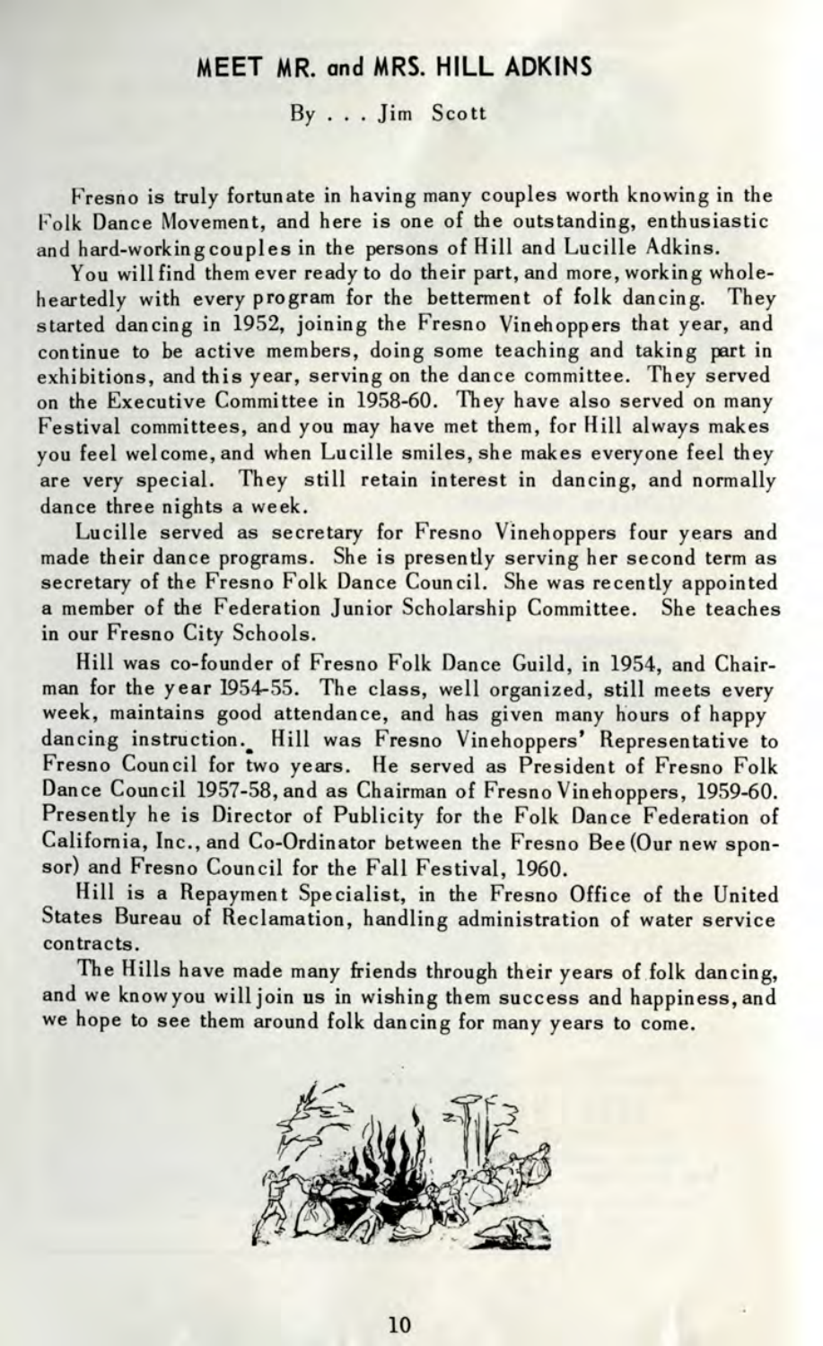## MEET MR. and MRS. HILL ADKINS

By . . . Jim Scott

Fresno is truly fortunate in having many couples worth knowing in the Folk Dance Movement, and here is one of the outstanding, enthusiastic and hard-working couples in the persons of Hill and Lucille Adkins.

You will find them ever ready to do their part, and more, working wholeheartedly with every program for the betterment of folk dancing. They started dancing in 1952, joining the Fresno Vinehoppers that year, and continue to be active members, doing some teaching and taking part in exhibitions, and this year, serving on the dance committee. They served on the Executive Committee in 1958-60. They have also served on many Festival committees, and you may have met them, for Hill always makes you feel welcome, and when Lucille smiles, she makes everyone feel they are very special. They still retain interest in dancing, and normally dance three nights a week.

Lucille served as secretary for Fresno Vinehoppers four years and made their dance programs. She is presently serving her second term as secretary of the Fresno Folk Dance Council. She was recently appointed a member of the Federation Junior Scholarship Committee. She teaches in our Fresno City Schools.

Hill was co-founder of Fresno Folk Dance Guild, in 1954, and Chairman for the year 1954-55. The class, well organized, still meets every week, maintains good attendance, and has given many hours of happy dancing instruction. Hill was Fresno Vinehoppers' Representative to Fresno Council for two years. He served as President of Fresno Folk Dance Council 1957-58, and as Chairman of Fresno Vinehoppers, 1959-60. Presently he is Director of Publicity for the Folk Dance Federation of California, Inc., and Co-Ordinator between the Fresno Bee (Our new sponsor) and Fresno Council for the Fall Festival, 1960.

Hill is a Repayment Specialist, in the Fresno Office of the United States Bureau of Reclamation, handling administration of water service contracts.

The Hills have made many friends through their years of folk dancing, and we know you will join us in wishing them success and happiness, and we hope to see them around folk dancing for many years to come.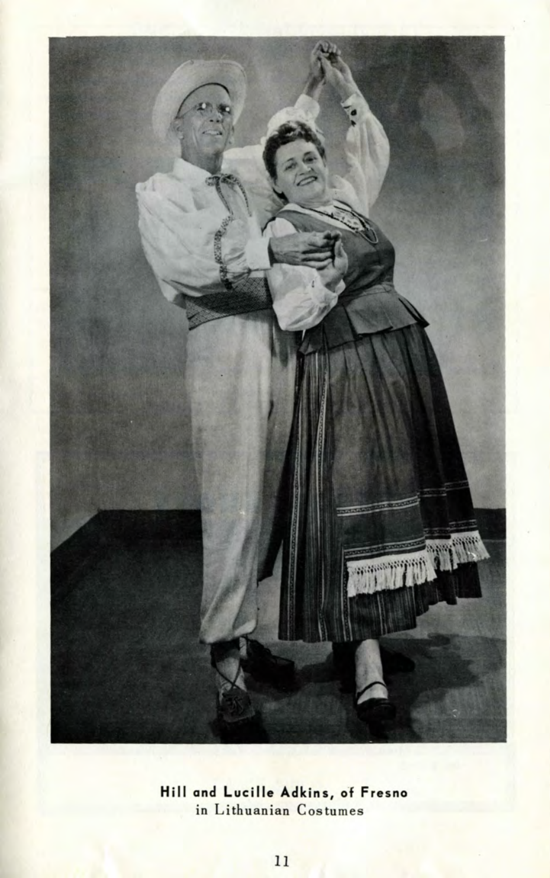**Hill and Lucille Adkins, of Fresno**
in Lithuanian Costumes